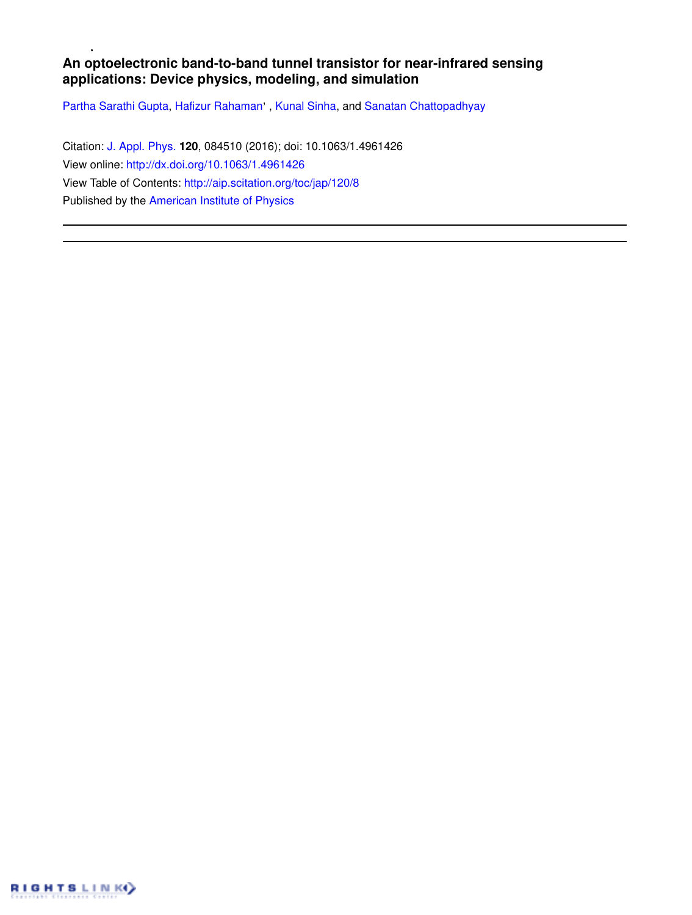# An optoelectronic band-to-band tunnel transistor for near-infrared sensing applications: Device physics, modeling, and simulation

Partha Sarathi Gupta, Hafizur Rahaman, Kunal Sinha, and Sanatan Chattopadhyay

Citation: J. Appl. Phys. **120**, 084510 (2016); doi: 10.1063/1.4961426

View online: http://dx.doi.org/10.1063/1.4961426

View Table of Contents: http://aip.scitation.org/toc/jap/120/8

Published by the American Institute of Physics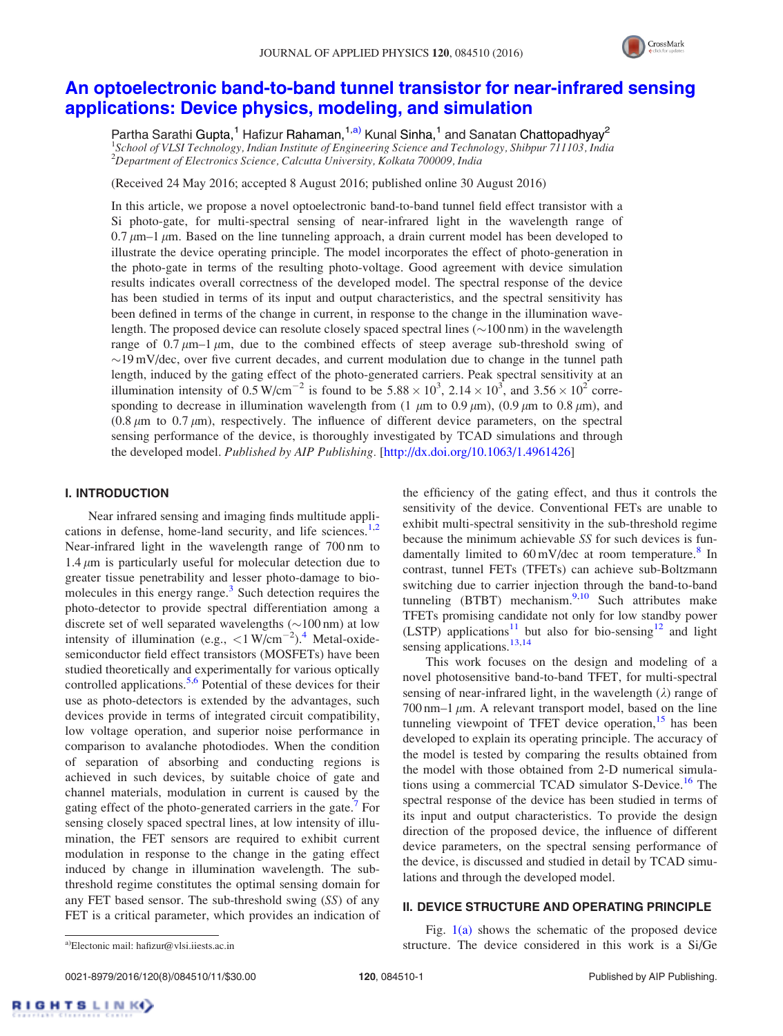# An optoelectronic band-to-band tunnel transistor for near-infrared sensing applications: Device physics, modeling, and simulation

Partha Sarathi Gupta,[1] Hafizur Rahaman,[1,a)] Kunal Sinha,[1] and Sanatan Chattopadhyay[2]

[1]*School of VLSI Technology, Indian Institute of Engineering Science and Technology, Shibpur 711103, India*
[2]*Department of Electronics Science, Calcutta University, Kolkata 700009, India*

(Received 24 May 2016; accepted 8 August 2016; published online 30 August 2016)

In this article, we propose a novel optoelectronic band-to-band tunnel field effect transistor with a Si photo-gate, for multi-spectral sensing of near-infrared light in the wavelength range of $0.7\,\mu$m–$1\,\mu$m. Based on the line tunneling approach, a drain current model has been developed to illustrate the device operating principle. The model incorporates the effect of photo-generation in the photo-gate in terms of the resulting photo-voltage. Good agreement with device simulation results indicates overall correctness of the developed model. The spectral response of the device has been studied in terms of its input and output characteristics, and the spectral sensitivity has been defined in terms of the change in current, in response to the change in the illumination wavelength. The proposed device can resolute closely spaced spectral lines ($\sim$100 nm) in the wavelength range of $0.7\,\mu$m–$1\,\mu$m, due to the combined effects of steep average sub-threshold swing of $\sim$19 mV/dec, over five current decades, and current modulation due to change in the tunnel path length, induced by the gating effect of the photo-generated carriers. Peak spectral sensitivity at an illumination intensity of 0.5 W/cm$^{-2}$ is found to be $5.88 \times 10^3$, $2.14 \times 10^3$, and $3.56 \times 10^2$ corresponding to decrease in illumination wavelength from ($1\,\mu$m to $0.9\,\mu$m), ($0.9\,\mu$m to $0.8\,\mu$m), and ($0.8\,\mu$m to $0.7\,\mu$m), respectively. The influence of different device parameters, on the spectral sensing performance of the device, is thoroughly investigated by TCAD simulations and through the developed model. *Published by AIP Publishing.* [http://dx.doi.org/10.1063/1.4961426]

## I. INTRODUCTION

Near infrared sensing and imaging finds multitude applications in defense, home-land security, and life sciences.[1,2] Near-infrared light in the wavelength range of 700 nm to $1.4\,\mu$m is particularly useful for molecular detection due to greater tissue penetrability and lesser photo-damage to biomolecules in this energy range.[3] Such detection requires the photo-detector to provide spectral differentiation among a discrete set of well separated wavelengths ($\sim$100 nm) at low intensity of illumination (e.g., $<1$ W/cm$^{-2}$).[4] Metal-oxide-semiconductor field effect transistors (MOSFETs) have been studied theoretically and experimentally for various optically controlled applications.[5,6] Potential of these devices for their use as photo-detectors is extended by the advantages, such devices provide in terms of integrated circuit compatibility, low voltage operation, and superior noise performance in comparison to avalanche photodiodes. When the condition of separation of absorbing and conducting regions is achieved in such devices, by suitable choice of gate and channel materials, modulation in current is caused by the gating effect of the photo-generated carriers in the gate.[7] For sensing closely spaced spectral lines, at low intensity of illumination, the FET sensors are required to exhibit current modulation in response to the change in the gating effect induced by change in illumination wavelength. The sub-threshold regime constitutes the optimal sensing domain for any FET based sensor. The sub-threshold swing (*SS*) of any FET is a critical parameter, which provides an indication of the efficiency of the gating effect, and thus it controls the sensitivity of the device. Conventional FETs are unable to exhibit multi-spectral sensitivity in the sub-threshold regime because the minimum achievable *SS* for such devices is fundamentally limited to 60 mV/dec at room temperature.[8] In contrast, tunnel FETs (TFETs) can achieve sub-Boltzmann switching due to carrier injection through the band-to-band tunneling (BTBT) mechanism.[9,10] Such attributes make TFETs promising candidate not only for low standby power (LSTP) applications[11] but also for bio-sensing[12] and light sensing applications.[13,14]

This work focuses on the design and modeling of a novel photosensitive band-to-band TFET, for multi-spectral sensing of near-infrared light, in the wavelength ($\lambda$) range of 700 nm–$1\,\mu$m. A relevant transport model, based on the line tunneling viewpoint of TFET device operation,[15] has been developed to explain its operating principle. The accuracy of the model is tested by comparing the results obtained from the model with those obtained from 2-D numerical simulations using a commercial TCAD simulator S-Device.[16] The spectral response of the device has been studied in terms of its input and output characteristics. To provide the design direction of the proposed device, the influence of different device parameters, on the spectral sensing performance of the device, is discussed and studied in detail by TCAD simulations and through the developed model.

## II. DEVICE STRUCTURE AND OPERATING PRINCIPLE

Fig. 1(a) shows the schematic of the proposed device structure. The device considered in this work is a Si/Ge

a)Electonic mail: hafizur@vlsi.iiests.ac.in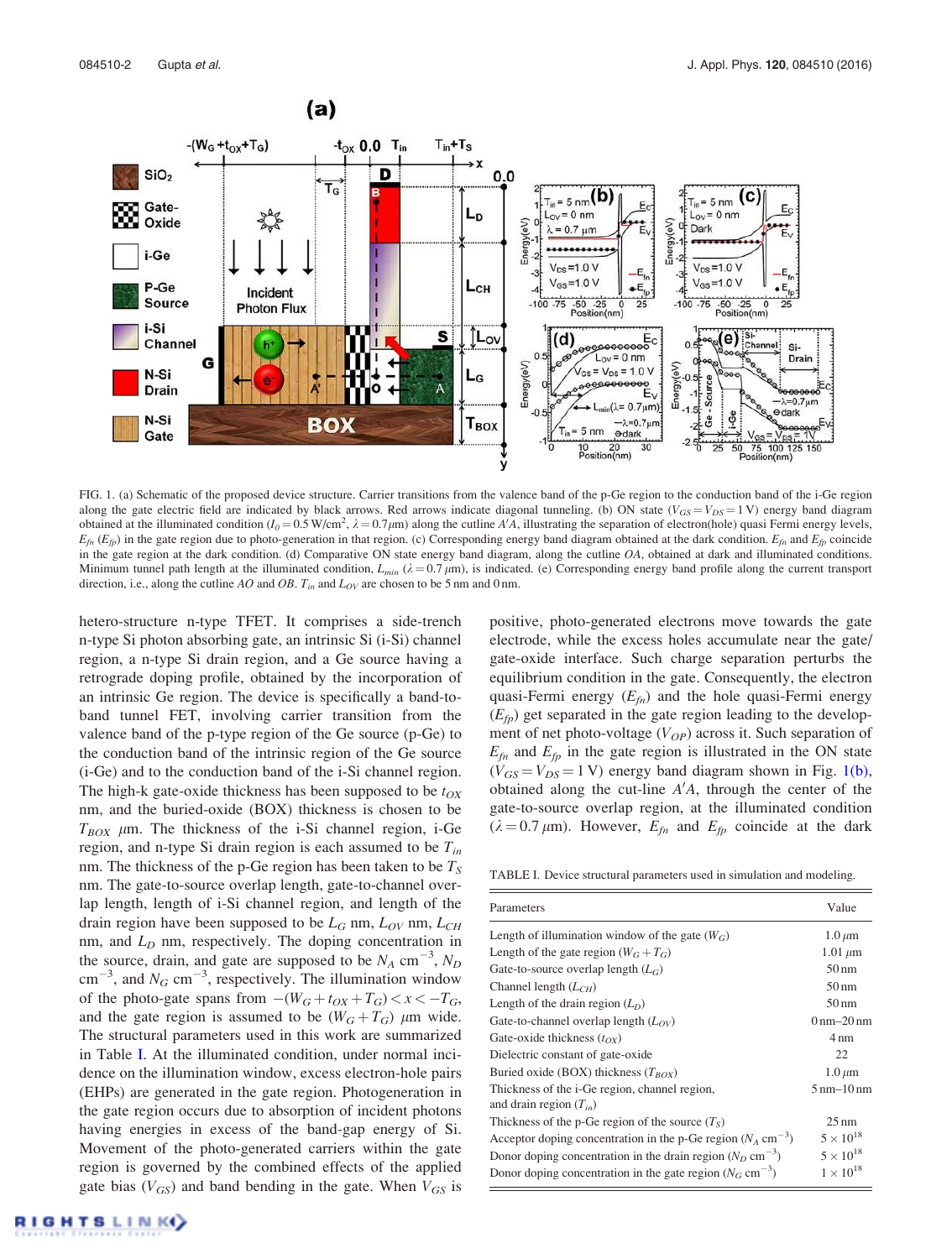FIG. 1. (a) Schematic of the proposed device structure. Carrier transitions from the valence band of the p-Ge region to the conduction band of the i-Ge region along the gate electric field are indicated by black arrows. Red arrows indicate diagonal tunneling. (b) ON state ($V_{GS} = V_{DS} = 1$ V) energy band diagram obtained at the illuminated condition ($I_0 = 0.5$ W/cm$^2$, $\lambda = 0.7\,\mu$m) along the cutline $A'A$, illustrating the separation of electron(hole) quasi Fermi energy levels, $E_{fn}$ ($E_{fp}$) in the gate region due to photo-generation in that region. (c) Corresponding energy band diagram obtained at the dark condition. $E_{fn}$ and $E_{fp}$ coincide in the gate region at the dark condition. (d) Comparative ON state energy band diagram, along the cutline $OA$, obtained at dark and illuminated conditions. Minimum tunnel path length at the illuminated condition, $L_{min}$ ($\lambda = 0.7\,\mu$m), is indicated. (e) Corresponding energy band profile along the current transport direction, i.e., along the cutline $AO$ and $OB$. $T_{in}$ and $L_{OV}$ are chosen to be 5 nm and 0 nm.

hetero-structure n-type TFET. It comprises a side-trench n-type Si photon absorbing gate, an intrinsic Si (i-Si) channel region, a n-type Si drain region, and a Ge source having a retrograde doping profile, obtained by the incorporation of an intrinsic Ge region. The device is specifically a band-to-band tunnel FET, involving carrier transition from the valence band of the p-type region of the Ge source (p-Ge) to the conduction band of the intrinsic region of the Ge source (i-Ge) and to the conduction band of the i-Si channel region. The high-k gate-oxide thickness has been supposed to be $t_{OX}$ nm, and the buried-oxide (BOX) thickness is chosen to be $T_{BOX}$ $\mu$m. The thickness of the i-Si channel region, i-Ge region, and n-type Si drain region is each assumed to be $T_{in}$ nm. The thickness of the p-Ge region has been taken to be $T_S$ nm. The gate-to-source overlap length, gate-to-channel overlap length, length of i-Si channel region, and length of the drain region have been supposed to be $L_G$ nm, $L_{OV}$ nm, $L_{CH}$ nm, and $L_D$ nm, respectively. The doping concentration in the source, drain, and gate are supposed to be $N_A$ cm$^{-3}$, $N_D$ cm$^{-3}$, and $N_G$ cm$^{-3}$, respectively. The illumination window of the photo-gate spans from $-(W_G + t_{OX} + T_G) < x < -T_G$, and the gate region is assumed to be $(W_G + T_G)$ $\mu$m wide. The structural parameters used in this work are summarized in Table I. At the illuminated condition, under normal incidence on the illumination window, excess electron-hole pairs (EHPs) are generated in the gate region. Photogeneration in the gate region occurs due to absorption of incident photons having energies in excess of the band-gap energy of Si. Movement of the photo-generated carriers within the gate region is governed by the combined effects of the applied gate bias ($V_{GS}$) and band bending in the gate. When $V_{GS}$ is positive, photo-generated electrons move towards the gate electrode, while the excess holes accumulate near the gate/gate-oxide interface. Such charge separation perturbs the equilibrium condition in the gate. Consequently, the electron quasi-Fermi energy ($E_{fn}$) and the hole quasi-Fermi energy ($E_{fp}$) get separated in the gate region leading to the development of net photo-voltage ($V_{OP}$) across it. Such separation of $E_{fn}$ and $E_{fp}$ in the gate region is illustrated in the ON state ($V_{GS} = V_{DS} = 1$ V) energy band diagram shown in Fig. 1(b), obtained along the cut-line $A'A$, through the center of the gate-to-source overlap region, at the illuminated condition ($\lambda = 0.7\,\mu$m). However, $E_{fn}$ and $E_{fp}$ coincide at the dark

TABLE I. Device structural parameters used in simulation and modeling.

| Parameters | Value |
|---|---|
| Length of illumination window of the gate ($W_G$) | 1.0 $\mu$m |
| Length of the gate region ($W_G + T_G$) | 1.01 $\mu$m |
| Gate-to-source overlap length ($L_G$) | 50 nm |
| Channel length ($L_{CH}$) | 50 nm |
| Length of the drain region ($L_D$) | 50 nm |
| Gate-to-channel overlap length ($L_{OV}$) | 0 nm–20 nm |
| Gate-oxide thickness ($t_{OX}$) | 4 nm |
| Dielectric constant of gate-oxide | 22 |
| Buried oxide (BOX) thickness ($T_{BOX}$) | 1.0 $\mu$m |
| Thickness of the i-Ge region, channel region, and drain region ($T_{in}$) | 5 nm–10 nm |
| Thickness of the p-Ge region of the source ($T_S$) | 25 nm |
| Acceptor doping concentration in the p-Ge region ($N_A$ cm$^{-3}$) | $5 \times 10^{18}$ |
| Donor doping concentration in the drain region ($N_D$ cm$^{-3}$) | $5 \times 10^{18}$ |
| Donor doping concentration in the gate region ($N_G$ cm$^{-3}$) | $1 \times 10^{18}$ |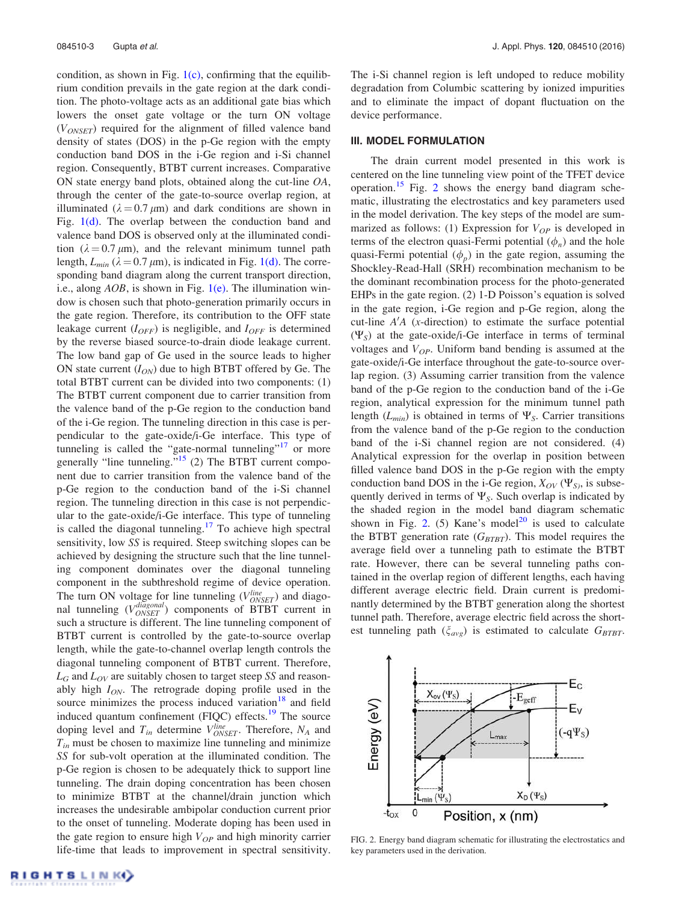condition, as shown in Fig. 1(c), confirming that the equilibrium condition prevails in the gate region at the dark condition. The photo-voltage acts as an additional gate bias which lowers the onset gate voltage or the turn ON voltage ($V_{ONSET}$) required for the alignment of filled valence band density of states (DOS) in the p-Ge region with the empty conduction band DOS in the i-Ge region and i-Si channel region. Consequently, BTBT current increases. Comparative ON state energy band plots, obtained along the cut-line $OA$, through the center of the gate-to-source overlap region, at illuminated ($\lambda = 0.7\,\mu$m) and dark conditions are shown in Fig. 1(d). The overlap between the conduction band and valence band DOS is observed only at the illuminated condition ($\lambda = 0.7\,\mu$m), and the relevant minimum tunnel path length, $L_{min}$ ($\lambda = 0.7\,\mu$m), is indicated in Fig. 1(d). The corresponding band diagram along the current transport direction, i.e., along $AOB$, is shown in Fig. 1(e). The illumination window is chosen such that photo-generation primarily occurs in the gate region. Therefore, its contribution to the OFF state leakage current ($I_{OFF}$) is negligible, and $I_{OFF}$ is determined by the reverse biased source-to-drain diode leakage current. The low band gap of Ge used in the source leads to higher ON state current ($I_{ON}$) due to high BTBT offered by Ge. The total BTBT current can be divided into two components: (1) The BTBT current component due to carrier transition from the valence band of the p-Ge region to the conduction band of the i-Ge region. The tunneling direction in this case is perpendicular to the gate-oxide/i-Ge interface. This type of tunneling is called the "gate-normal tunneling"[17] or more generally "line tunneling."[15] (2) The BTBT current component due to carrier transition from the valence band of the p-Ge region to the conduction band of the i-Si channel region. The tunneling direction in this case is not perpendicular to the gate-oxide/i-Ge interface. This type of tunneling is called the diagonal tunneling.[17] To achieve high spectral sensitivity, low $SS$ is required. Steep switching slopes can be achieved by designing the structure such that the line tunneling component dominates over the diagonal tunneling component in the subthreshold regime of device operation. The turn ON voltage for line tunneling ($V_{ONSET}^{line}$) and diagonal tunneling ($V_{ONSET}^{diagonal}$) components of BTBT current in such a structure is different. The line tunneling component of BTBT current is controlled by the gate-to-source overlap length, while the gate-to-channel overlap length controls the diagonal tunneling component of BTBT current. Therefore, $L_G$ and $L_{OV}$ are suitably chosen to target steep $SS$ and reasonably high $I_{ON}$. The retrograde doping profile used in the source minimizes the process induced variation[18] and field induced quantum confinement (FIQC) effects.[19] The source doping level and $T_{in}$ determine $V_{ONSET}^{line}$. Therefore, $N_A$ and $T_{in}$ must be chosen to maximize line tunneling and minimize $SS$ for sub-volt operation at the illuminated condition. The p-Ge region is chosen to be adequately thick to support line tunneling. The drain doping concentration has been chosen to minimize BTBT at the channel/drain junction which increases the undesirable ambipolar conduction current prior to the onset of tunneling. Moderate doping has been used in the gate region to ensure high $V_{OP}$ and high minority carrier life-time that leads to improvement in spectral sensitivity. The i-Si channel region is left undoped to reduce mobility degradation from Columbic scattering by ionized impurities and to eliminate the impact of dopant fluctuation on the device performance.

## III. MODEL FORMULATION

The drain current model presented in this work is centered on the line tunneling view point of the TFET device operation.[15] Fig. 2 shows the energy band diagram schematic, illustrating the electrostatics and key parameters used in the model derivation. The key steps of the model are summarized as follows: (1) Expression for $V_{OP}$ is developed in terms of the electron quasi-Fermi potential ($\phi_n$) and the hole quasi-Fermi potential ($\phi_p$) in the gate region, assuming the Shockley-Read-Hall (SRH) recombination mechanism to be the dominant recombination process for the photo-generated EHPs in the gate region. (2) 1-D Poisson's equation is solved in the gate region, i-Ge region and p-Ge region, along the cut-line $A'A$ ($x$-direction) to estimate the surface potential ($\Psi_S$) at the gate-oxide/i-Ge interface in terms of terminal voltages and $V_{OP}$. Uniform band bending is assumed at the gate-oxide/i-Ge interface throughout the gate-to-source overlap region. (3) Assuming carrier transition from the valence band of the p-Ge region to the conduction band of the i-Ge region, analytical expression for the minimum tunnel path length ($L_{min}$) is obtained in terms of $\Psi_S$. Carrier transitions from the valence band of the p-Ge region to the conduction band of the i-Si channel region are not considered. (4) Analytical expression for the overlap in position between filled valence band DOS in the p-Ge region with the empty conduction band DOS in the i-Ge region, $X_{OV}$ ($\Psi_S$), is subsequently derived in terms of $\Psi_S$. Such overlap is indicated by the shaded region in the model band diagram schematic shown in Fig. 2. (5) Kane's model[20] is used to calculate the BTBT generation rate ($G_{BTBT}$). This model requires the average field over a tunneling path to estimate the BTBT rate. However, there can be several tunneling paths contained in the overlap region of different lengths, each having different average electric field. Drain current is predominantly determined by the BTBT generation along the shortest tunnel path. Therefore, average electric field across the shortest tunneling path ($\xi_{avg}$) is estimated to calculate $G_{BTBT}$.

FIG. 2. Energy band diagram schematic for illustrating the electrostatics and key parameters used in the derivation.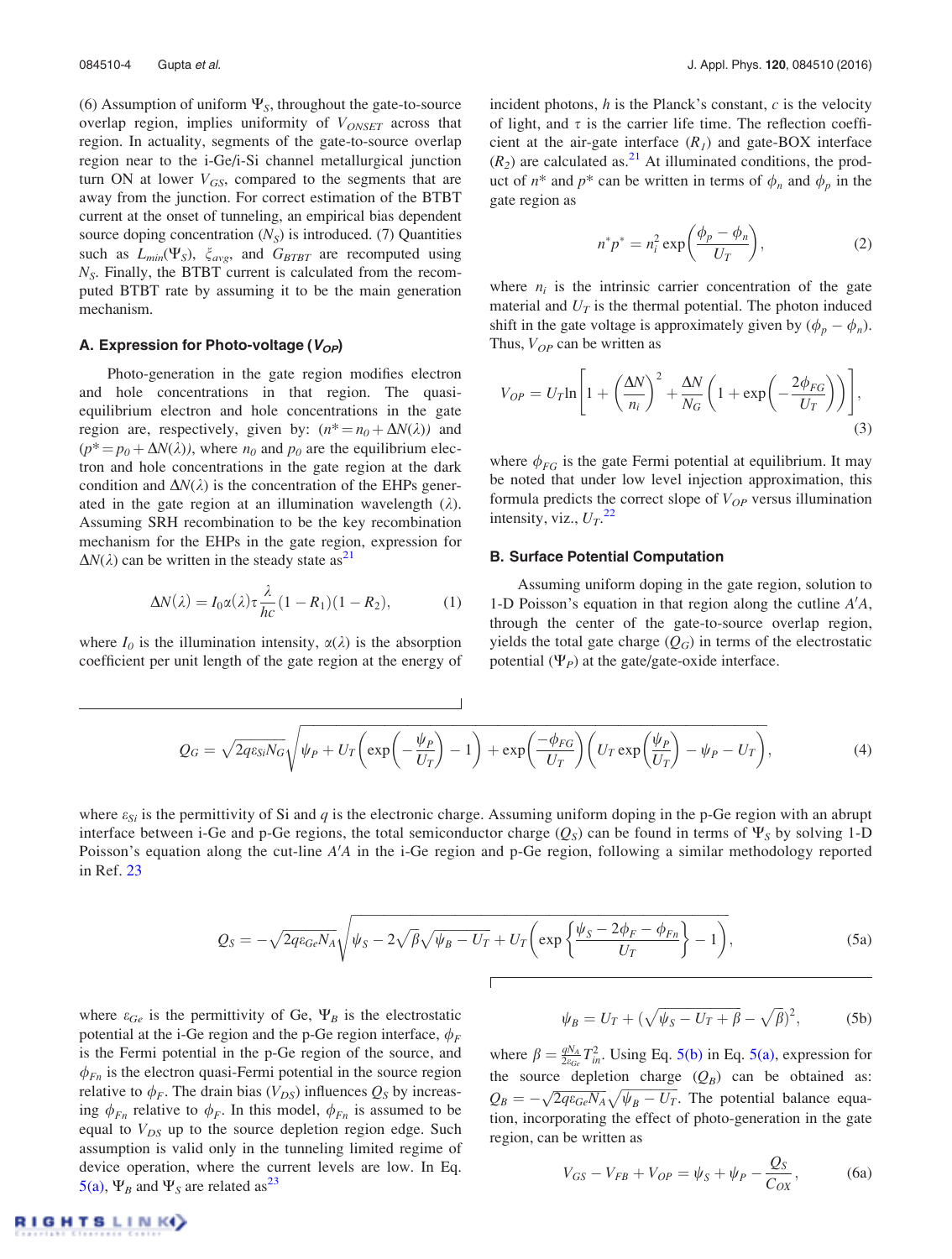(6) Assumption of uniform $\Psi_S$, throughout the gate-to-source overlap region, implies uniformity of $V_{ONSET}$ across that region. In actuality, segments of the gate-to-source overlap region near to the i-Ge/i-Si channel metallurgical junction turn ON at lower $V_{GS}$, compared to the segments that are away from the junction. For correct estimation of the BTBT current at the onset of tunneling, an empirical bias dependent source doping concentration ($N_S$) is introduced. (7) Quantities such as $L_{min}(\Psi_S)$, $\xi_{avg}$, and $G_{BTBT}$ are recomputed using $N_S$. Finally, the BTBT current is calculated from the recomputed BTBT rate by assuming it to be the main generation mechanism.

### A. Expression for Photo-voltage ($V_{OP}$)

Photo-generation in the gate region modifies electron and hole concentrations in that region. The quasi-equilibrium electron and hole concentrations in the gate region are, respectively, given by: $(n^* = n_0 + \Delta N(\lambda))$ and $(p^* = p_0 + \Delta N(\lambda))$, where $n_0$ and $p_0$ are the equilibrium electron and hole concentrations in the gate region at the dark condition and $\Delta N(\lambda)$ is the concentration of the EHPs generated in the gate region at an illumination wavelength ($\lambda$). Assuming SRH recombination to be the key recombination mechanism for the EHPs in the gate region, expression for $\Delta N(\lambda)$ can be written in the steady state as[21]

$$\Delta N(\lambda) = I_0 \alpha(\lambda) \tau \frac{\lambda}{hc}(1 - R_1)(1 - R_2), \tag{1}$$

where $I_0$ is the illumination intensity, $\alpha(\lambda)$ is the absorption coefficient per unit length of the gate region at the energy of incident photons, $h$ is the Planck's constant, $c$ is the velocity of light, and $\tau$ is the carrier life time. The reflection coefficient at the air-gate interface ($R_1$) and gate-BOX interface ($R_2$) are calculated as.[21] At illuminated conditions, the product of $n^*$ and $p^*$ can be written in terms of $\phi_n$ and $\phi_p$ in the gate region as

$$n^* p^* = n_i^2 \exp\left(\frac{\phi_p - \phi_n}{U_T}\right), \tag{2}$$

where $n_i$ is the intrinsic carrier concentration of the gate material and $U_T$ is the thermal potential. The photon induced shift in the gate voltage is approximately given by $(\phi_p - \phi_n)$. Thus, $V_{OP}$ can be written as

$$V_{OP} = U_T \ln\left[1 + \left(\frac{\Delta N}{n_i}\right)^2 + \frac{\Delta N}{N_G}\left(1 + \exp\left(-\frac{2\phi_{FG}}{U_T}\right)\right)\right], \tag{3}$$

where $\phi_{FG}$ is the gate Fermi potential at equilibrium. It may be noted that under low level injection approximation, this formula predicts the correct slope of $V_{OP}$ versus illumination intensity, viz., $U_T$.[22]

### B. Surface Potential Computation

Assuming uniform doping in the gate region, solution to 1-D Poisson's equation in that region along the cutline $A'A$, through the center of the gate-to-source overlap region, yields the total gate charge ($Q_G$) in terms of the electrostatic potential ($\Psi_P$) at the gate/gate-oxide interface.

$$Q_G = \sqrt{2q\varepsilon_{Si}N_G}\sqrt{\psi_P + U_T\left(\exp\left(-\frac{\psi_P}{U_T}\right) - 1\right) + \exp\left(\frac{-\phi_{FG}}{U_T}\right)\left(U_T \exp\left(\frac{\psi_P}{U_T}\right) - \psi_P - U_T\right)}, \tag{4}$$

where $\varepsilon_{Si}$ is the permittivity of Si and $q$ is the electronic charge. Assuming uniform doping in the p-Ge region with an abrupt interface between i-Ge and p-Ge regions, the total semiconductor charge ($Q_S$) can be found in terms of $\Psi_S$ by solving 1-D Poisson's equation along the cut-line $A'A$ in the i-Ge region and p-Ge region, following a similar methodology reported in Ref. 23

$$Q_S = -\sqrt{2q\varepsilon_{Ge}N_A}\sqrt{\psi_S - 2\sqrt{\beta}\sqrt{\psi_B - U_T} + U_T\left(\exp\left\{\frac{\psi_S - 2\phi_F - \phi_{Fn}}{U_T}\right\} - 1\right)}, \tag{5a}$$

where $\varepsilon_{Ge}$ is the permittivity of Ge, $\Psi_B$ is the electrostatic potential at the i-Ge region and the p-Ge region interface, $\phi_F$ is the Fermi potential in the p-Ge region of the source, and $\phi_{Fn}$ is the electron quasi-Fermi potential in the source region relative to $\phi_F$. The drain bias ($V_{DS}$) influences $Q_S$ by increasing $\phi_{Fn}$ relative to $\phi_F$. In this model, $\phi_{Fn}$ is assumed to be equal to $V_{DS}$ up to the source depletion region edge. Such assumption is valid only in the tunneling limited regime of device operation, where the current levels are low. In Eq. 5(a), $\Psi_B$ and $\Psi_S$ are related as[23]

$$\psi_B = U_T + (\sqrt{\psi_S - U_T + \beta} - \sqrt{\beta})^2, \tag{5b}$$

where $\beta = \frac{qN_A}{2\varepsilon_{Ge}}T_{in}^2$. Using Eq. 5(b) in Eq. 5(a), expression for the source depletion charge ($Q_B$) can be obtained as: $Q_B = -\sqrt{2q\varepsilon_{Ge}N_A}\sqrt{\psi_B - U_T}$. The potential balance equation, incorporating the effect of photo-generation in the gate region, can be written as

$$V_{GS} - V_{FB} + V_{OP} = \psi_S + \psi_P - \frac{Q_S}{C_{OX}}, \tag{6a}$$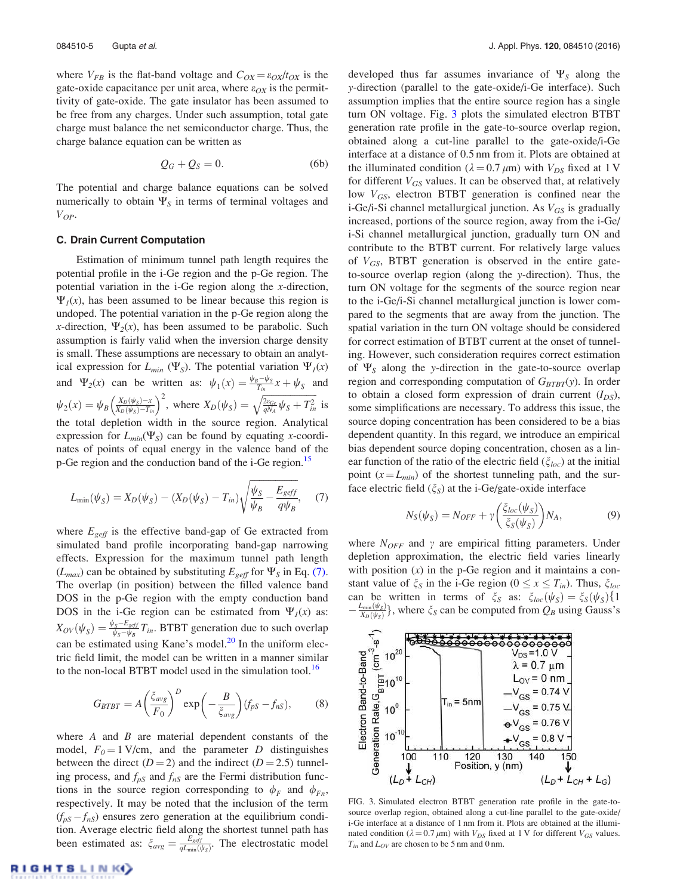where $V_{FB}$ is the flat-band voltage and $C_{OX} = \varepsilon_{OX}/t_{OX}$ is the gate-oxide capacitance per unit area, where $\varepsilon_{OX}$ is the permittivity of gate-oxide. The gate insulator has been assumed to be free from any charges. Under such assumption, total gate charge must balance the net semiconductor charge. Thus, the charge balance equation can be written as

$$Q_G + Q_S = 0. \tag{6b}$$

The potential and charge balance equations can be solved numerically to obtain $\Psi_S$ in terms of terminal voltages and $V_{OP}$.

### C. Drain Current Computation

Estimation of minimum tunnel path length requires the potential profile in the i-Ge region and the p-Ge region. The potential variation in the i-Ge region along the $x$-direction, $\Psi_I(x)$, has been assumed to be linear because this region is undoped. The potential variation in the p-Ge region along the $x$-direction, $\Psi_2(x)$, has been assumed to be parabolic. Such assumption is fairly valid when the inversion charge density is small. These assumptions are necessary to obtain an analytical expression for $L_{min}$ ($\Psi_S$). The potential variation $\Psi_I(x)$ and $\Psi_2(x)$ can be written as: $\psi_1(x) = \frac{\psi_B - \psi_S}{T_{in}}x + \psi_S$ and $\psi_2(x) = \psi_B\left(\frac{X_D(\psi_S) - x}{X_D(\psi_S) - T_{in}}\right)^2$, where $X_D(\psi_S) = \sqrt{\frac{2\varepsilon_{Ge}}{qN_A}\psi_S + T_{in}^2}$ is the total depletion width in the source region. Analytical expression for $L_{min}(\Psi_S)$ can be found by equating $x$-coordinates of points of equal energy in the valence band of the p-Ge region and the conduction band of the i-Ge region.[15]

$$L_{\min}(\psi_S) = X_D(\psi_S) - (X_D(\psi_S) - T_{in})\sqrt{\frac{\psi_S}{\psi_B} - \frac{E_{geff}}{q\psi_B}}, \tag{7}$$

where $E_{geff}$ is the effective band-gap of Ge extracted from simulated band profile incorporating band-gap narrowing effects. Expression for the maximum tunnel path length ($L_{max}$) can be obtained by substituting $E_{geff}$ for $\Psi_S$ in Eq. (7). The overlap (in position) between the filled valence band DOS in the p-Ge region with the empty conduction band DOS in the i-Ge region can be estimated from $\Psi_I(x)$ as: $X_{OV}(\psi_S) = \frac{\psi_S - E_{geff}}{\psi_S - \psi_B}T_{in}$. BTBT generation due to such overlap can be estimated using Kane's model.[20] In the uniform electric field limit, the model can be written in a manner similar to the non-local BTBT model used in the simulation tool.[16]

$$G_{BTBT} = A\left(\frac{\xi_{avg}}{F_0}\right)^D \exp\left(-\frac{B}{\xi_{avg}}\right)(f_{pS} - f_{nS}), \tag{8}$$

where $A$ and $B$ are material dependent constants of the model, $F_0 = 1$ V/cm, and the parameter $D$ distinguishes between the direct ($D = 2$) and the indirect ($D = 2.5$) tunneling process, and $f_{pS}$ and $f_{nS}$ are the Fermi distribution functions in the source region corresponding to $\phi_F$ and $\phi_{Fn}$, respectively. It may be noted that the inclusion of the term ($f_{pS} - f_{nS}$) ensures zero generation at the equilibrium condition. Average electric field along the shortest tunnel path has been estimated as: $\xi_{avg} = \frac{E_{geff}}{qL_{\min}(\psi_S)}$. The electrostatic model developed thus far assumes invariance of $\Psi_S$ along the $y$-direction (parallel to the gate-oxide/i-Ge interface). Such assumption implies that the entire source region has a single turn ON voltage. Fig. 3 plots the simulated electron BTBT generation rate profile in the gate-to-source overlap region, obtained along a cut-line parallel to the gate-oxide/i-Ge interface at a distance of 0.5 nm from it. Plots are obtained at the illuminated condition ($\lambda = 0.7$ $\mu$m) with $V_{DS}$ fixed at 1 V for different $V_{GS}$ values. It can be observed that, at relatively low $V_{GS}$, electron BTBT generation is confined near the i-Ge/i-Si channel metallurgical junction. As $V_{GS}$ is gradually increased, portions of the source region, away from the i-Ge/i-Si channel metallurgical junction, gradually turn ON and contribute to the BTBT current. For relatively large values of $V_{GS}$, BTBT generation is observed in the entire gate-to-source overlap region (along the $y$-direction). Thus, the turn ON voltage for the segments of the source region near to the i-Ge/i-Si channel metallurgical junction is lower compared to the segments that are away from the junction. The spatial variation in the turn ON voltage should be considered for correct estimation of BTBT current at the onset of tunneling. However, such consideration requires correct estimation of $\Psi_S$ along the $y$-direction in the gate-to-source overlap region and corresponding computation of $G_{BTBT}(y)$. In order to obtain a closed form expression of drain current ($I_{DS}$), some simplifications are necessary. To address this issue, the source doping concentration has been considered to be a bias dependent quantity. In this regard, we introduce an empirical bias dependent source doping concentration, chosen as a linear function of the ratio of the electric field ($\xi_{loc}$) at the initial point ($x = L_{min}$) of the shortest tunneling path, and the surface electric field ($\xi_S$) at the i-Ge/gate-oxide interface

$$N_S(\psi_S) = N_{OFF} + \gamma\left(\frac{\xi_{loc}(\psi_S)}{\xi_S(\psi_S)}\right)N_A, \tag{9}$$

where $N_{OFF}$ and $\gamma$ are empirical fitting parameters. Under depletion approximation, the electric field varies linearly with position ($x$) in the p-Ge region and it maintains a constant value of $\xi_S$ in the i-Ge region ($0 \le x \le T_{in}$). Thus, $\xi_{loc}$ can be written in terms of $\xi_S$ as: $\xi_{loc}(\psi_S) = \xi_S(\psi_S)\{1 - \frac{L_{\min}(\psi_S)}{X_D(\psi_S)}\}$, where $\xi_S$ can be computed from $Q_B$ using Gauss's

FIG. 3. Simulated electron BTBT generation rate profile in the gate-to-source overlap region, obtained along a cut-line parallel to the gate-oxide/i-Ge interface at a distance of 1 nm from it. Plots are obtained at the illuminated condition ($\lambda = 0.7$ $\mu$m) with $V_{DS}$ fixed at 1 V for different $V_{GS}$ values. $T_{in}$ and $L_{OV}$ are chosen to be 5 nm and 0 nm.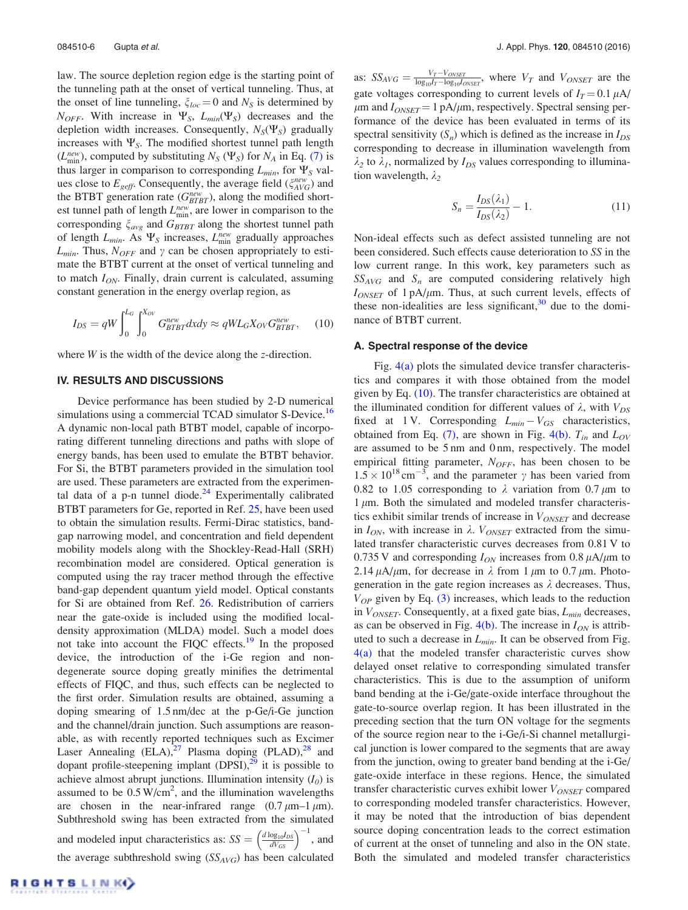law. The source depletion region edge is the starting point of the tunneling path at the onset of vertical tunneling. Thus, at the onset of line tunneling, $\xi_{loc} = 0$ and $N_S$ is determined by $N_{OFF}$. With increase in $\Psi_S$, $L_{min}(\Psi_S)$ decreases and the depletion width increases. Consequently, $N_S(\Psi_S)$ gradually increases with $\Psi_S$. The modified shortest tunnel path length ($L_{\min}^{new}$), computed by substituting $N_S$ ($\Psi_S$) for $N_A$ in Eq. (7) is thus larger in comparison to corresponding $L_{min}$, for $\Psi_S$ values close to $E_{geff}$. Consequently, the average field ($\xi_{AVG}^{new}$) and the BTBT generation rate ($G_{BTBT}^{new}$), along the modified shortest tunnel path of length $L_{\min}^{new}$, are lower in comparison to the corresponding $\xi_{avg}$ and $G_{BTBT}$ along the shortest tunnel path of length $L_{min}$. As $\Psi_S$ increases, $L_{\min}^{new}$ gradually approaches $L_{min}$. Thus, $N_{OFF}$ and $\gamma$ can be chosen appropriately to estimate the BTBT current at the onset of vertical tunneling and to match $I_{ON}$. Finally, drain current is calculated, assuming constant generation in the energy overlap region, as

$$I_{DS} = qW \int_0^{L_G} \int_0^{X_{OV}} G_{BTBT}^{new} dx dy \approx qWL_G X_{OV} G_{BTBT}^{new}, \quad (10)$$

where $W$ is the width of the device along the $z$-direction.

## IV. RESULTS AND DISCUSSIONS

Device performance has been studied by 2-D numerical simulations using a commercial TCAD simulator S-Device.[16] A dynamic non-local path BTBT model, capable of incorporating different tunneling directions and paths with slope of energy bands, has been used to emulate the BTBT behavior. For Si, the BTBT parameters provided in the simulation tool are used. These parameters are extracted from the experimental data of a p-n tunnel diode.[24] Experimentally calibrated BTBT parameters for Ge, reported in Ref. 25, have been used to obtain the simulation results. Fermi-Dirac statistics, band-gap narrowing model, and concentration and field dependent mobility models along with the Shockley-Read-Hall (SRH) recombination model are considered. Optical generation is computed using the ray tracer method through the effective band-gap dependent quantum yield model. Optical constants for Si are obtained from Ref. 26. Redistribution of carriers near the gate-oxide is included using the modified local-density approximation (MLDA) model. Such a model does not take into account the FIQC effects.[19] In the proposed device, the introduction of the i-Ge region and non-degenerate source doping greatly minifies the detrimental effects of FIQC, and thus, such effects can be neglected to the first order. Simulation results are obtained, assuming a doping smearing of 1.5 nm/dec at the p-Ge/i-Ge junction and the channel/drain junction. Such assumptions are reasonable, as with recently reported techniques such as Excimer Laser Annealing (ELA),[27] Plasma doping (PLAD),[28] and dopant profile-steepening implant (DPSI),[29] it is possible to achieve almost abrupt junctions. Illumination intensity ($I_0$) is assumed to be 0.5 W/cm$^2$, and the illumination wavelengths are chosen in the near-infrared range (0.7 $\mu$m–1 $\mu$m). Subthreshold swing has been extracted from the simulated and modeled input characteristics as: $SS = \left(\frac{d\log_{10} I_{DS}}{dV_{GS}}\right)^{-1}$, and the average subthreshold swing ($SS_{AVG}$) has been calculated as: $SS_{AVG} = \frac{V_T - V_{ONSET}}{\log_{10} I_T - \log_{10} I_{ONSET}}$, where $V_T$ and $V_{ONSET}$ are the gate voltages corresponding to current levels of $I_T = 0.1$ $\mu$A/$\mu$m and $I_{ONSET} = 1$ pA/$\mu$m, respectively. Spectral sensing performance of the device has been evaluated in terms of its spectral sensitivity ($S_n$) which is defined as the increase in $I_{DS}$ corresponding to decrease in illumination wavelength from $\lambda_2$ to $\lambda_1$, normalized by $I_{DS}$ values corresponding to illumination wavelength, $\lambda_2$

$$S_n = \frac{I_{DS}(\lambda_1)}{I_{DS}(\lambda_2)} - 1. \quad (11)$$

Non-ideal effects such as defect assisted tunneling are not been considered. Such effects cause deterioration to $SS$ in the low current range. In this work, key parameters such as $SS_{AVG}$ and $S_n$ are computed considering relatively high $I_{ONSET}$ of 1 pA/$\mu$m. Thus, at such current levels, effects of these non-idealities are less significant,[30] due to the dominance of BTBT current.

### A. Spectral response of the device

Fig. 4(a) plots the simulated device transfer characteristics and compares it with those obtained from the model given by Eq. (10). The transfer characteristics are obtained at the illuminated condition for different values of $\lambda$, with $V_{DS}$ fixed at 1 V. Corresponding $L_{min} - V_{GS}$ characteristics, obtained from Eq. (7), are shown in Fig. 4(b). $T_{in}$ and $L_{OV}$ are assumed to be 5 nm and 0 nm, respectively. The model empirical fitting parameter, $N_{OFF}$, has been chosen to be $1.5 \times 10^{18}$ cm$^{-3}$, and the parameter $\gamma$ has been varied from 0.82 to 1.05 corresponding to $\lambda$ variation from 0.7 $\mu$m to 1 $\mu$m. Both the simulated and modeled transfer characteristics exhibit similar trends of increase in $V_{ONSET}$ and decrease in $I_{ON}$, with increase in $\lambda$. $V_{ONSET}$ extracted from the simulated transfer characteristic curves decreases from 0.81 V to 0.735 V and corresponding $I_{ON}$ increases from 0.8 $\mu$A/$\mu$m to 2.14 $\mu$A/$\mu$m, for decrease in $\lambda$ from 1 $\mu$m to 0.7 $\mu$m. Photogeneration in the gate region increases as $\lambda$ decreases. Thus, $V_{OP}$ given by Eq. (3) increases, which leads to the reduction in $V_{ONSET}$. Consequently, at a fixed gate bias, $L_{min}$ decreases, as can be observed in Fig. 4(b). The increase in $I_{ON}$ is attributed to such a decrease in $L_{min}$. It can be observed from Fig. 4(a) that the modeled transfer characteristic curves show delayed onset relative to corresponding simulated transfer characteristics. This is due to the assumption of uniform band bending at the i-Ge/gate-oxide interface throughout the gate-to-source overlap region. It has been illustrated in the preceding section that the turn ON voltage for the segments of the source region near to the i-Ge/i-Si channel metallurgical junction is lower compared to the segments that are away from the junction, owing to greater band bending at the i-Ge/gate-oxide interface in these regions. Hence, the simulated transfer characteristic curves exhibit lower $V_{ONSET}$ compared to corresponding modeled transfer characteristics. However, it may be noted that the introduction of bias dependent source doping concentration leads to the correct estimation of current at the onset of tunneling and also in the ON state. Both the simulated and modeled transfer characteristics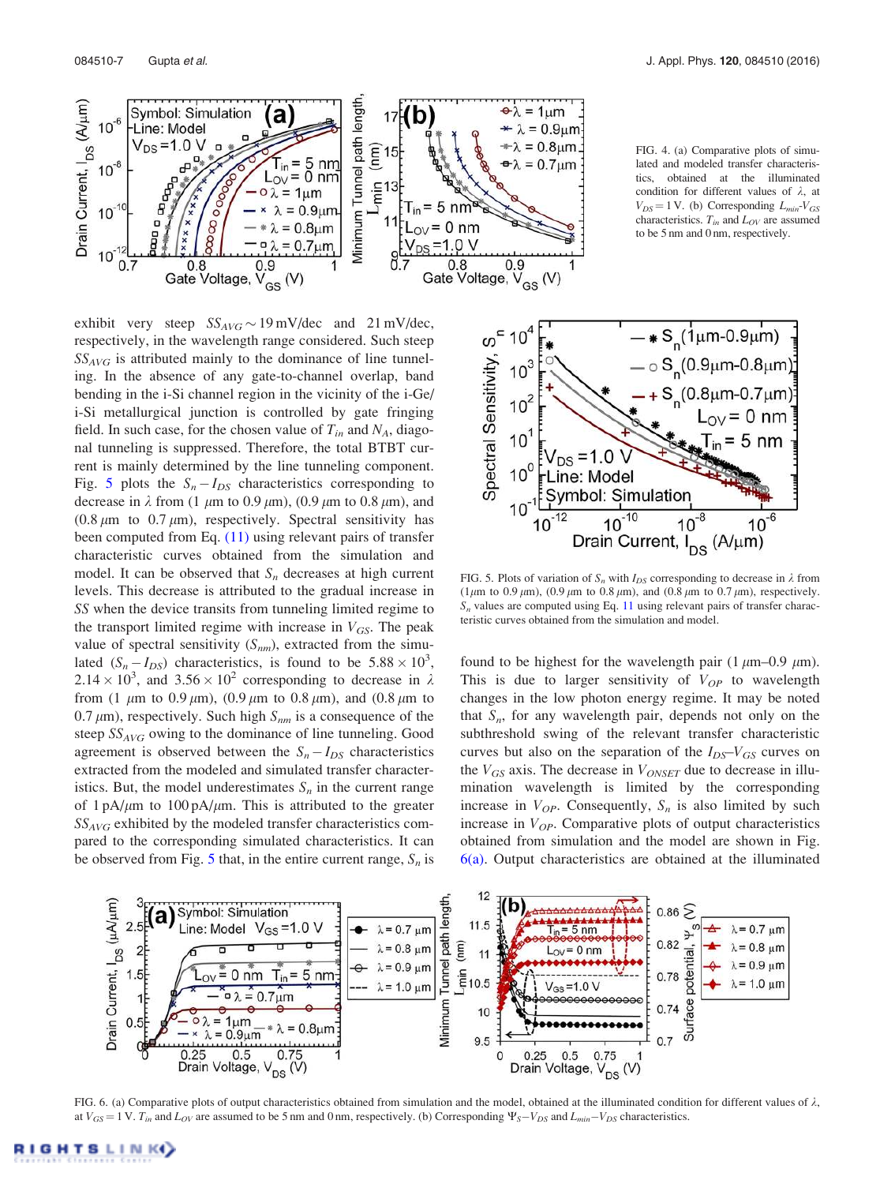FIG. 4. (a) Comparative plots of simulated and modeled transfer characteristics, obtained at the illuminated condition for different values of $\lambda$, at $V_{DS} = 1$ V. (b) Corresponding $L_{min}$-$V_{GS}$ characteristics. $T_{in}$ and $L_{OV}$ are assumed to be 5 nm and 0 nm, respectively.

exhibit very steep $SS_{AVG} \sim 19$ mV/dec and 21 mV/dec, respectively, in the wavelength range considered. Such steep $SS_{AVG}$ is attributed mainly to the dominance of line tunneling. In the absence of any gate-to-channel overlap, band bending in the i-Si channel region in the vicinity of the i-Ge/i-Si metallurgical junction is controlled by gate fringing field. In such case, for the chosen value of $T_{in}$ and $N_A$, diagonal tunneling is suppressed. Therefore, the total BTBT current is mainly determined by the line tunneling component. Fig. 5 plots the $S_n - I_{DS}$ characteristics corresponding to decrease in $\lambda$ from (1 $\mu$m to 0.9 $\mu$m), (0.9 $\mu$m to 0.8 $\mu$m), and (0.8 $\mu$m to 0.7 $\mu$m), respectively. Spectral sensitivity has been computed from Eq. (11) using relevant pairs of transfer characteristic curves obtained from the simulation and model. It can be observed that $S_n$ decreases at high current levels. This decrease is attributed to the gradual increase in $SS$ when the device transits from tunneling limited regime to the transport limited regime with increase in $V_{GS}$. The peak value of spectral sensitivity ($S_{nm}$), extracted from the simulated ($S_n - I_{DS}$) characteristics, is found to be $5.88 \times 10^3$, $2.14 \times 10^3$, and $3.56 \times 10^2$ corresponding to decrease in $\lambda$ from (1 $\mu$m to 0.9 $\mu$m), (0.9 $\mu$m to 0.8 $\mu$m), and (0.8 $\mu$m to 0.7 $\mu$m), respectively. Such high $S_{nm}$ is a consequence of the steep $SS_{AVG}$ owing to the dominance of line tunneling. Good agreement is observed between the $S_n - I_{DS}$ characteristics extracted from the modeled and simulated transfer characteristics. But, the model underestimates $S_n$ in the current range of 1 pA/$\mu$m to 100 pA/$\mu$m. This is attributed to the greater $SS_{AVG}$ exhibited by the modeled transfer characteristics compared to the corresponding simulated characteristics. It can be observed from Fig. 5 that, in the entire current range, $S_n$ is found to be highest for the wavelength pair (1 $\mu$m–0.9 $\mu$m). This is due to larger sensitivity of $V_{OP}$ to wavelength changes in the low photon energy regime. It may be noted that $S_n$, for any wavelength pair, depends not only on the subthreshold swing of the relevant transfer characteristic curves but also on the separation of the $I_{DS}$–$V_{GS}$ curves on the $V_{GS}$ axis. The decrease in $V_{ONSET}$ due to decrease in illumination wavelength is limited by the corresponding increase in $V_{OP}$. Consequently, $S_n$ is also limited by such increase in $V_{OP}$. Comparative plots of output characteristics obtained from simulation and the model are shown in Fig. 6(a). Output characteristics are obtained at the illuminated

FIG. 5. Plots of variation of $S_n$ with $I_{DS}$ corresponding to decrease in $\lambda$ from (1 $\mu$m to 0.9 $\mu$m), (0.9 $\mu$m to 0.8 $\mu$m), and (0.8 $\mu$m to 0.7 $\mu$m), respectively. $S_n$ values are computed using Eq. 11 using relevant pairs of transfer characteristic curves obtained from the simulation and model.

FIG. 6. (a) Comparative plots of output characteristics obtained from simulation and the model, obtained at the illuminated condition for different values of $\lambda$, at $V_{GS} = 1$ V. $T_{in}$ and $L_{OV}$ are assumed to be 5 nm and 0 nm, respectively. (b) Corresponding $\Psi_S - V_{DS}$ and $L_{min} - V_{DS}$ characteristics.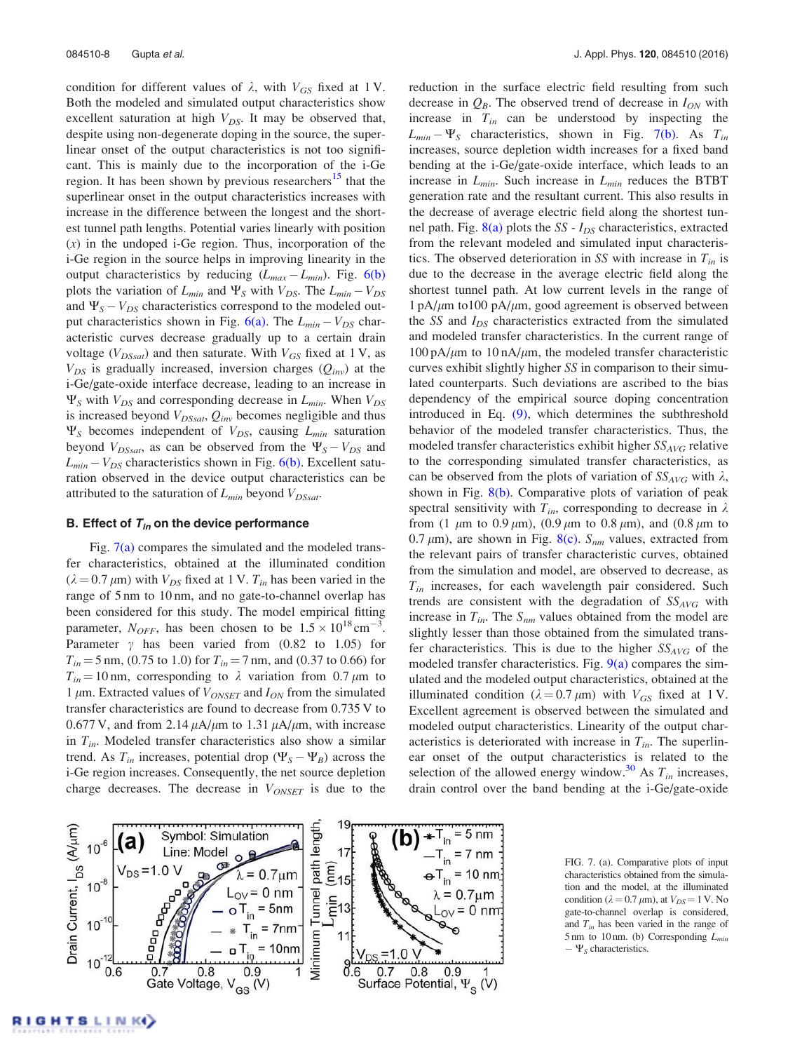condition for different values of $\lambda$, with $V_{GS}$ fixed at 1 V. Both the modeled and simulated output characteristics show excellent saturation at high $V_{DS}$. It may be observed that, despite using non-degenerate doping in the source, the superlinear onset of the output characteristics is not too significant. This is mainly due to the incorporation of the i-Ge region. It has been shown by previous researchers[15] that the superlinear onset in the output characteristics increases with increase in the difference between the longest and the shortest tunnel path lengths. Potential varies linearly with position ($x$) in the undoped i-Ge region. Thus, incorporation of the i-Ge region in the source helps in improving linearity in the output characteristics by reducing $(L_{max} - L_{min})$. Fig. 6(b) plots the variation of $L_{min}$ and $\Psi_S$ with $V_{DS}$. The $L_{min} - V_{DS}$ and $\Psi_S - V_{DS}$ characteristics correspond to the modeled output characteristics shown in Fig. 6(a). The $L_{min} - V_{DS}$ characteristic curves decrease gradually up to a certain drain voltage ($V_{DSsat}$) and then saturate. With $V_{GS}$ fixed at 1 V, as $V_{DS}$ is gradually increased, inversion charges ($Q_{inv}$) at the i-Ge/gate-oxide interface decrease, leading to an increase in $\Psi_S$ with $V_{DS}$ and corresponding decrease in $L_{min}$. When $V_{DS}$ is increased beyond $V_{DSsat}$, $Q_{inv}$ becomes negligible and thus $\Psi_S$ becomes independent of $V_{DS}$, causing $L_{min}$ saturation beyond $V_{DSsat}$, as can be observed from the $\Psi_S - V_{DS}$ and $L_{min} - V_{DS}$ characteristics shown in Fig. 6(b). Excellent saturation observed in the device output characteristics can be attributed to the saturation of $L_{min}$ beyond $V_{DSsat}$.

### B. Effect of $T_{in}$ on the device performance

Fig. 7(a) compares the simulated and the modeled transfer characteristics, obtained at the illuminated condition ($\lambda = 0.7\ \mu$m) with $V_{DS}$ fixed at 1 V. $T_{in}$ has been varied in the range of 5 nm to 10 nm, and no gate-to-channel overlap has been considered for this study. The model empirical fitting parameter, $N_{OFF}$, has been chosen to be $1.5 \times 10^{18}\ \text{cm}^{-3}$. Parameter $\gamma$ has been varied from (0.82 to 1.05) for $T_{in} = 5$ nm, (0.75 to 1.0) for $T_{in} = 7$ nm, and (0.37 to 0.66) for $T_{in} = 10$ nm, corresponding to $\lambda$ variation from 0.7 $\mu$m to 1 $\mu$m. Extracted values of $V_{ONSET}$ and $I_{ON}$ from the simulated transfer characteristics are found to decrease from 0.735 V to 0.677 V, and from 2.14 $\mu$A/$\mu$m to 1.31 $\mu$A/$\mu$m, with increase in $T_{in}$. Modeled transfer characteristics also show a similar trend. As $T_{in}$ increases, potential drop $(\Psi_S - \Psi_B)$ across the i-Ge region increases. Consequently, the net source depletion charge decreases. The decrease in $V_{ONSET}$ is due to the reduction in the surface electric field resulting from such decrease in $Q_B$. The observed trend of decrease in $I_{ON}$ with increase in $T_{in}$ can be understood by inspecting the $L_{min} - \Psi_S$ characteristics, shown in Fig. 7(b). As $T_{in}$ increases, source depletion width increases for a fixed band bending at the i-Ge/gate-oxide interface, which leads to an increase in $L_{min}$. Such increase in $L_{min}$ reduces the BTBT generation rate and the resultant current. This also results in the decrease of average electric field along the shortest tunnel path. Fig. 8(a) plots the $SS$ - $I_{DS}$ characteristics, extracted from the relevant modeled and simulated input characteristics. The observed deterioration in $SS$ with increase in $T_{in}$ is due to the decrease in the average electric field along the shortest tunnel path. At low current levels in the range of 1 pA/$\mu$m to100 pA/$\mu$m, good agreement is observed between the $SS$ and $I_{DS}$ characteristics extracted from the simulated and modeled transfer characteristics. In the current range of 100 pA/$\mu$m to 10 nA/$\mu$m, the modeled transfer characteristic curves exhibit slightly higher $SS$ in comparison to their simulated counterparts. Such deviations are ascribed to the bias dependency of the empirical source doping concentration introduced in Eq. (9), which determines the subthreshold behavior of the modeled transfer characteristics. Thus, the modeled transfer characteristics exhibit higher $SS_{AVG}$ relative to the corresponding simulated transfer characteristics, as can be observed from the plots of $SS_{AVG}$ with $\lambda$, shown in Fig. 8(b). Comparative plots of variation of peak spectral sensitivity with $T_{in}$, corresponding to decrease in $\lambda$ from (1 $\mu$m to 0.9 $\mu$m), (0.9 $\mu$m to 0.8 $\mu$m), and (0.8 $\mu$m to 0.7 $\mu$m), are shown in Fig. 8(c). $S_{nm}$ values, extracted from the relevant pairs of transfer characteristic curves, obtained from the simulation and model, are observed to decrease, as $T_{in}$ increases, for each wavelength pair considered. Such trends are consistent with the degradation of $SS_{AVG}$ with increase in $T_{in}$. The $S_{nm}$ values obtained from the model are slightly lesser than those obtained from the simulated transfer characteristics. This is due to the higher $SS_{AVG}$ of the modeled transfer characteristics. Fig. 9(a) compares the simulated and the modeled output characteristics, obtained at the illuminated condition ($\lambda = 0.7\ \mu$m) with $V_{GS}$ fixed at 1 V. Excellent agreement is observed between the simulated and modeled output characteristics. Linearity of the output characteristics is deteriorated with increase in $T_{in}$. The superlinear onset of the output characteristics is related to the selection of the allowed energy window.[30] As $T_{in}$ increases, drain control over the band bending at the i-Ge/gate-oxide

FIG. 7. (a). Comparative plots of input characteristics obtained from the simulation and the model, at the illuminated condition ($\lambda = 0.7\ \mu$m), at $V_{DS} = 1$ V. No gate-to-channel overlap is considered, and $T_{in}$ has been varied in the range of 5 nm to 10 nm. (b) Corresponding $L_{min} - \Psi_S$ characteristics.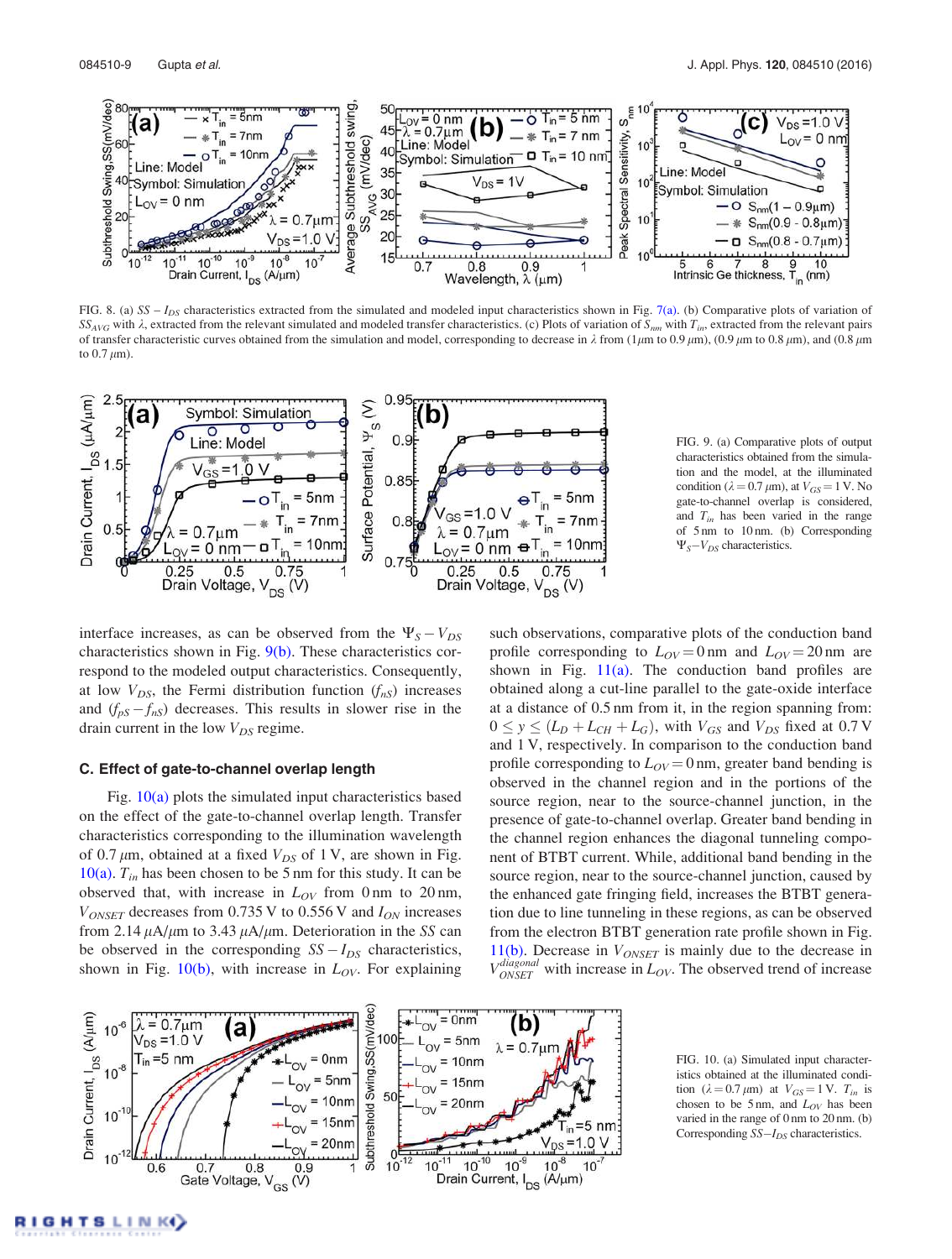FIG. 8. (a) $SS - I_{DS}$ characteristics extracted from the simulated and modeled input characteristics shown in Fig. 7(a). (b) Comparative plots of variation of $SS_{AVG}$ with $\lambda$, extracted from the relevant simulated and modeled transfer characteristics. (c) Plots of variation of $S_{nm}$ with $T_{in}$, extracted from the relevant pairs of transfer characteristic curves obtained from the simulation and model, corresponding to decrease in $\lambda$ from (1 $\mu$m to 0.9 $\mu$m), (0.9 $\mu$m to 0.8 $\mu$m), and (0.8 $\mu$m to 0.7 $\mu$m).

FIG. 9. (a) Comparative plots of output characteristics obtained from the simulation and the model, at the illuminated condition ($\lambda = 0.7\,\mu$m), at $V_{GS} = 1$ V. No gate-to-channel overlap is considered, and $T_{in}$ has been varied in the range of 5 nm to 10 nm. (b) Corresponding $\Psi_S - V_{DS}$ characteristics.

interface increases, as can be observed from the $\Psi_S - V_{DS}$ characteristics shown in Fig. 9(b). These characteristics correspond to the modeled output characteristics. Consequently, at low $V_{DS}$, the Fermi distribution function ($f_{nS}$) increases and ($f_{pS} - f_{nS}$) decreases. This results in slower rise in the drain current in the low $V_{DS}$ regime.

### C. Effect of gate-to-channel overlap length

Fig. 10(a) plots the simulated input characteristics based on the effect of the gate-to-channel overlap length. Transfer characteristics corresponding to the illumination wavelength of 0.7 $\mu$m, obtained at a fixed $V_{DS}$ of 1 V, are shown in Fig. 10(a). $T_{in}$ has been chosen to be 5 nm for this study. It can be observed that, with increase in $L_{OV}$ from 0 nm to 20 nm, $V_{ONSET}$ decreases from 0.735 V to 0.556 V and $I_{ON}$ increases from 2.14 $\mu$A/$\mu$m to 3.43 $\mu$A/$\mu$m. Deterioration in the $SS$ can be observed in the corresponding $SS - I_{DS}$ characteristics, shown in Fig. 10(b), with increase in $L_{OV}$. For explaining such observations, comparative plots of the conduction band profile corresponding to $L_{OV} = 0$ nm and $L_{OV} = 20$ nm are shown in Fig. 11(a). The conduction band profiles are obtained along a cut-line parallel to the gate-oxide interface at a distance of 0.5 nm from it, in the region spanning from: $0 \le y \le (L_D + L_{CH} + L_G)$, with $V_{GS}$ and $V_{DS}$ fixed at 0.7 V and 1 V, respectively. In comparison to the conduction band profile corresponding to $L_{OV} = 0$ nm, greater band bending is observed in the channel region and in the portions of the source region, near to the source-channel junction, in the presence of gate-to-channel overlap. Greater band bending in the channel region enhances the diagonal tunneling component of BTBT current. While, additional band bending in the source region, near to the source-channel junction, caused by the enhanced gate fringing field, increases the BTBT generation due to line tunneling in these regions, as can be observed from the electron BTBT generation rate profile shown in Fig. 11(b). Decrease in $V_{ONSET}$ is mainly due to the decrease in $V_{ONSET}^{diagonal}$ with increase in $L_{OV}$. The observed trend of increase

FIG. 10. (a) Simulated input characteristics obtained at the illuminated condition ($\lambda = 0.7\,\mu$m) at $V_{GS} = 1$ V. $T_{in}$ is chosen to be 5 nm, and $L_{OV}$ has been varied in the range of 0 nm to 20 nm. (b) Corresponding $SS - I_{DS}$ characteristics.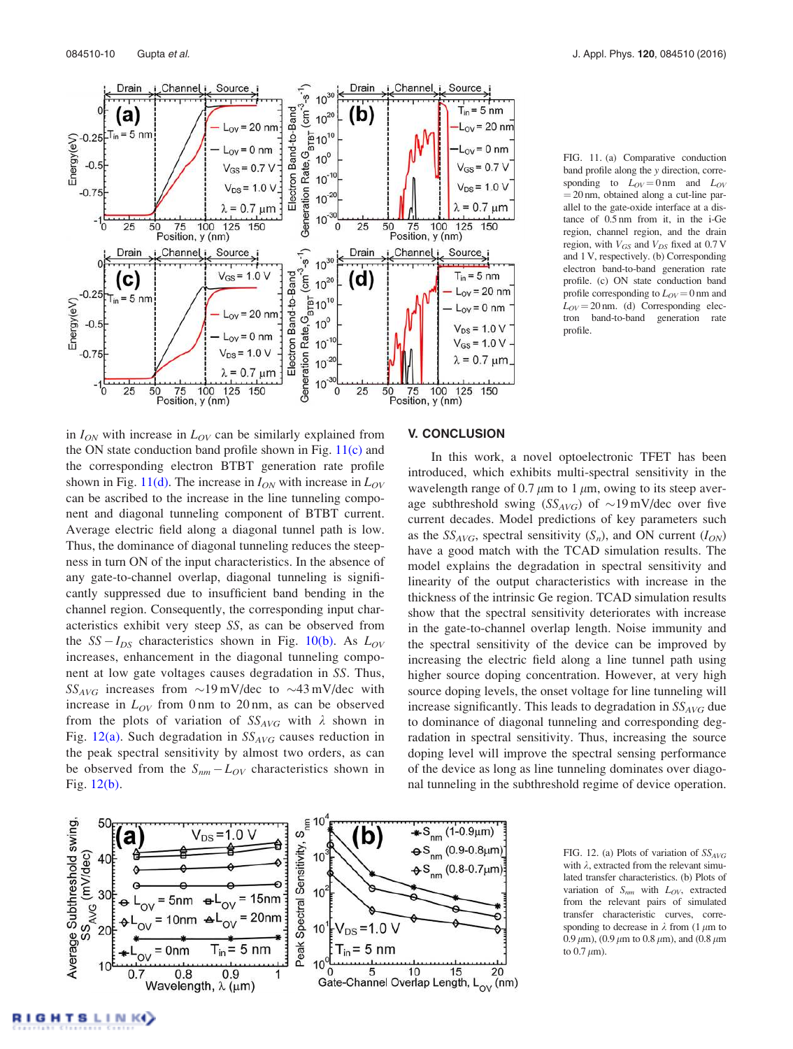FIG. 11. (a) Comparative conduction band profile along the y direction, corresponding to $L_{OV} = 0$ nm and $L_{OV} = 20$ nm, obtained along a cut-line parallel to the gate-oxide interface at a distance of 0.5 nm from it, in the i-Ge region, channel region, and the drain region, with $V_{GS}$ and $V_{DS}$ fixed at 0.7 V and 1 V, respectively. (b) Corresponding electron band-to-band generation rate profile. (c) ON state conduction band profile corresponding to $L_{OV} = 0$ nm and $L_{OV} = 20$ nm. (d) Corresponding electron band-to-band generation rate profile.

in $I_{ON}$ with increase in $L_{OV}$ can be similarly explained from the ON state conduction band profile shown in Fig. 11(c) and the corresponding electron BTBT generation rate profile shown in Fig. 11(d). The increase in $I_{ON}$ with increase in $L_{OV}$ can be ascribed to the increase in the line tunneling component and diagonal tunneling component of BTBT current. Average electric field along a diagonal tunnel path is low. Thus, the dominance of diagonal tunneling reduces the steepness in turn ON of the input characteristics. In the absence of any gate-to-channel overlap, diagonal tunneling is significantly suppressed due to insufficient band bending in the channel region. Consequently, the corresponding input characteristics exhibit very steep $SS$, as can be observed from the $SS - I_{DS}$ characteristics shown in Fig. 10(b). As $L_{OV}$ increases, enhancement in the diagonal tunneling component at low gate voltages causes degradation in $SS$. Thus, $SS_{AVG}$ increases from ~19 mV/dec to ~43 mV/dec with increase in $L_{OV}$ from 0 nm to 20 nm, as can be observed from the plots of variation of $SS_{AVG}$ with $\lambda$ shown in Fig. 12(a). Such degradation in $SS_{AVG}$ causes reduction in the peak spectral sensitivity by almost two orders, as can be observed from the $S_{nm} - L_{OV}$ characteristics shown in Fig. 12(b).

## V. CONCLUSION

In this work, a novel optoelectronic TFET has been introduced, which exhibits multi-spectral sensitivity in the wavelength range of 0.7 $\mu$m to 1 $\mu$m, owing to its steep average subthreshold swing ($SS_{AVG}$) of ~19 mV/dec over five current decades. Model predictions of key parameters such as the $SS_{AVG}$, spectral sensitivity ($S_n$), and ON current ($I_{ON}$) have a good match with the TCAD simulation results. The model explains the degradation in spectral sensitivity and linearity of the output characteristics with increase in the thickness of the intrinsic Ge region. TCAD simulation results show that the spectral sensitivity deteriorates with increase in the gate-to-channel overlap length. Noise immunity and the spectral sensitivity of the device can be improved by increasing the electric field along a line tunnel path using higher source doping concentration. However, at very high source doping levels, the onset voltage for line tunneling will increase significantly. This leads to degradation in $SS_{AVG}$ due to dominance of diagonal tunneling and corresponding degradation in spectral sensitivity. Thus, increasing the source doping level will improve the spectral sensing performance of the device as long as line tunneling dominates over diagonal tunneling in the subthreshold regime of device operation.

FIG. 12. (a) Plots of variation of $SS_{AVG}$ with $\lambda$, extracted from the relevant simulated transfer characteristics. (b) Plots of variation of $S_{nm}$ with $L_{OV}$, extracted from the relevant pairs of simulated transfer characteristic curves, corresponding to decrease in $\lambda$ from (1 $\mu$m to 0.9 $\mu$m), (0.9 $\mu$m to 0.8 $\mu$m), and (0.8 $\mu$m to 0.7 $\mu$m).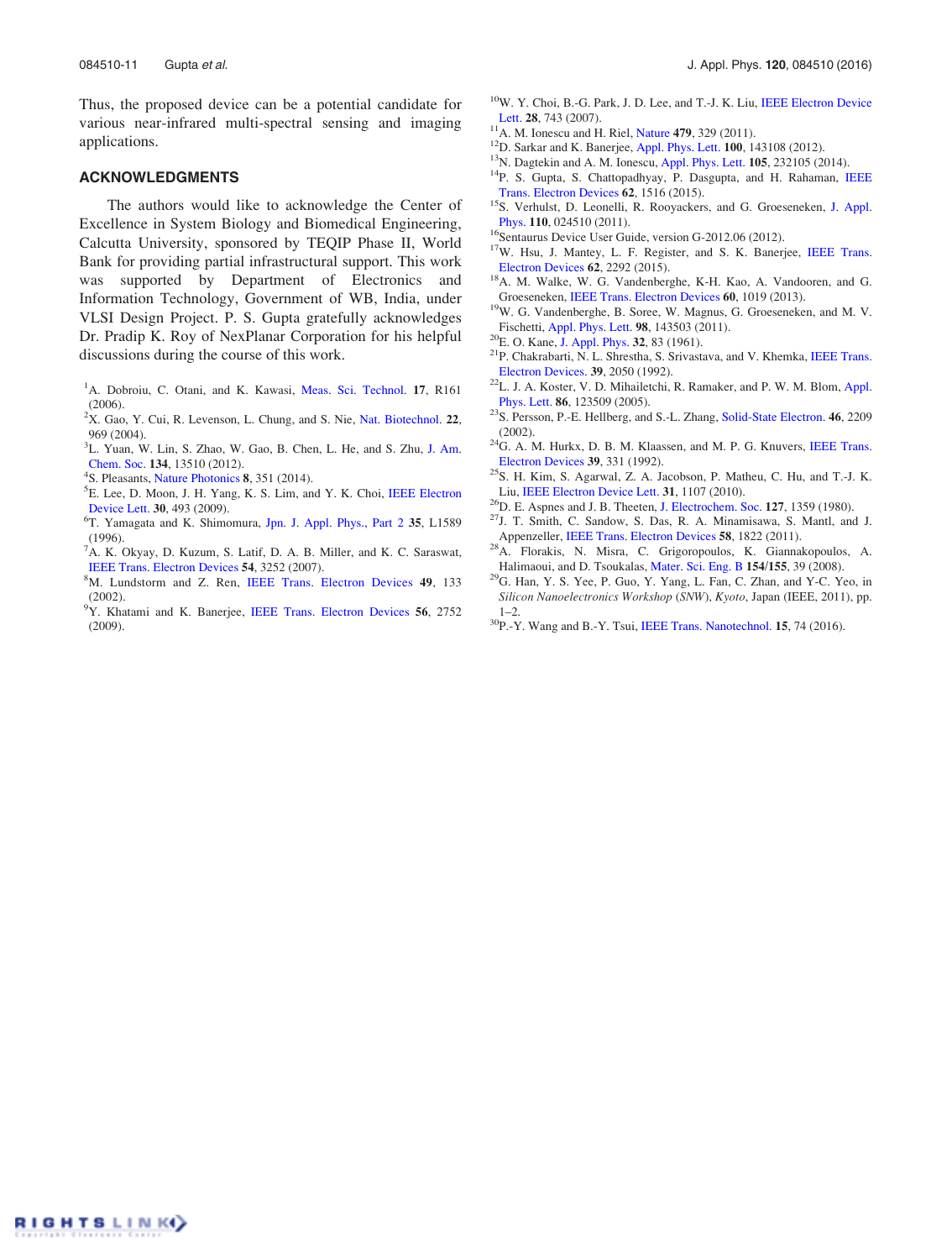Thus, the proposed device can be a potential candidate for various near-infrared multi-spectral sensing and imaging applications.

## ACKNOWLEDGMENTS

The authors would like to acknowledge the Center of Excellence in System Biology and Biomedical Engineering, Calcutta University, sponsored by TEQIP Phase II, World Bank for providing partial infrastructural support. This work was supported by Department of Electronics and Information Technology, Government of WB, India, under VLSI Design Project. P. S. Gupta gratefully acknowledges Dr. Pradip K. Roy of NexPlanar Corporation for his helpful discussions during the course of this work.

[1]A. Dobroiu, C. Otani, and K. Kawasi, Meas. Sci. Technol. **17**, R161 (2006).

[2]X. Gao, Y. Cui, R. Levenson, L. Chung, and S. Nie, Nat. Biotechnol. **22**, 969 (2004).

[3]L. Yuan, W. Lin, S. Zhao, W. Gao, B. Chen, L. He, and S. Zhu, J. Am. Chem. Soc. **134**, 13510 (2012).

[4]S. Pleasants, Nature Photonics **8**, 351 (2014).

[5]E. Lee, D. Moon, J. H. Yang, K. S. Lim, and Y. K. Choi, IEEE Electron Device Lett. **30**, 493 (2009).

[6]T. Yamagata and K. Shimomura, Jpn. J. Appl. Phys., Part 2 **35**, L1589 (1996).

[7]A. K. Okyay, D. Kuzum, S. Latif, D. A. B. Miller, and K. C. Saraswat, IEEE Trans. Electron Devices **54**, 3252 (2007).

[8]M. Lundstorm and Z. Ren, IEEE Trans. Electron Devices **49**, 133 (2002).

[9]Y. Khatami and K. Banerjee, IEEE Trans. Electron Devices **56**, 2752 (2009).

[10]W. Y. Choi, B.-G. Park, J. D. Lee, and T.-J. K. Liu, IEEE Electron Device Lett. **28**, 743 (2007).

[11]A. M. Ionescu and H. Riel, Nature **479**, 329 (2011).

[12]D. Sarkar and K. Banerjee, Appl. Phys. Lett. **100**, 143108 (2012).

[13]N. Dagtekin and A. M. Ionescu, Appl. Phys. Lett. **105**, 232105 (2014).

[14]P. S. Gupta, S. Chattopadhyay, P. Dasgupta, and H. Rahaman, IEEE Trans. Electron Devices **62**, 1516 (2015).

[15]S. Verhulst, D. Leonelli, R. Rooyackers, and G. Groeseneken, J. Appl. Phys. **110**, 024510 (2011).

[16]Sentaurus Device User Guide, version G-2012.06 (2012).

[17]W. Hsu, J. Mantey, L. F. Register, and S. K. Banerjee, IEEE Trans. Electron Devices **62**, 2292 (2015).

[18]A. M. Walke, W. G. Vandenberghe, K-H. Kao, A. Vandooren, and G. Groeseneken, IEEE Trans. Electron Devices **60**, 1019 (2013).

[19]W. G. Vandenberghe, B. Soree, W. Magnus, G. Groeseneken, and M. V. Fischetti, Appl. Phys. Lett. **98**, 143503 (2011).

[20]E. O. Kane, J. Appl. Phys. **32**, 83 (1961).

[21]P. Chakrabarti, N. L. Shrestha, S. Srivastava, and V. Khemka, IEEE Trans. Electron Devices. **39**, 2050 (1992).

[22]L. J. A. Koster, V. D. Mihailetchi, R. Ramaker, and P. W. M. Blom, Appl. Phys. Lett. **86**, 123509 (2005).

[23]S. Persson, P.-E. Hellberg, and S.-L. Zhang, Solid-State Electron. **46**, 2209 (2002).

[24]G. A. M. Hurkx, D. B. M. Klaassen, and M. P. G. Knuvers, IEEE Trans. Electron Devices **39**, 331 (1992).

[25]S. H. Kim, S. Agarwal, Z. A. Jacobson, P. Matheu, C. Hu, and T.-J. K. Liu, IEEE Electron Device Lett. **31**, 1107 (2010).

[26]D. E. Aspnes and J. B. Theeten, J. Electrochem. Soc. **127**, 1359 (1980).

[27]J. T. Smith, C. Sandow, S. Das, R. A. Minamisawa, S. Mantl, and J. Appenzeller, IEEE Trans. Electron Devices **58**, 1822 (2011).

[28]A. Florakis, N. Misra, C. Grigoropoulos, K. Giannakopoulos, A. Halimaoui, and D. Tsoukalas, Mater. Sci. Eng. B **154/155**, 39 (2008).

[29]G. Han, Y. S. Yee, P. Guo, Y. Yang, L. Fan, C. Zhan, and Y-C. Yeo, in *Silicon Nanoelectronics Workshop* (*SNW*), *Kyoto*, Japan (IEEE, 2011), pp. 1–2.

[30]P.-Y. Wang and B.-Y. Tsui, IEEE Trans. Nanotechnol. **15**, 74 (2016).